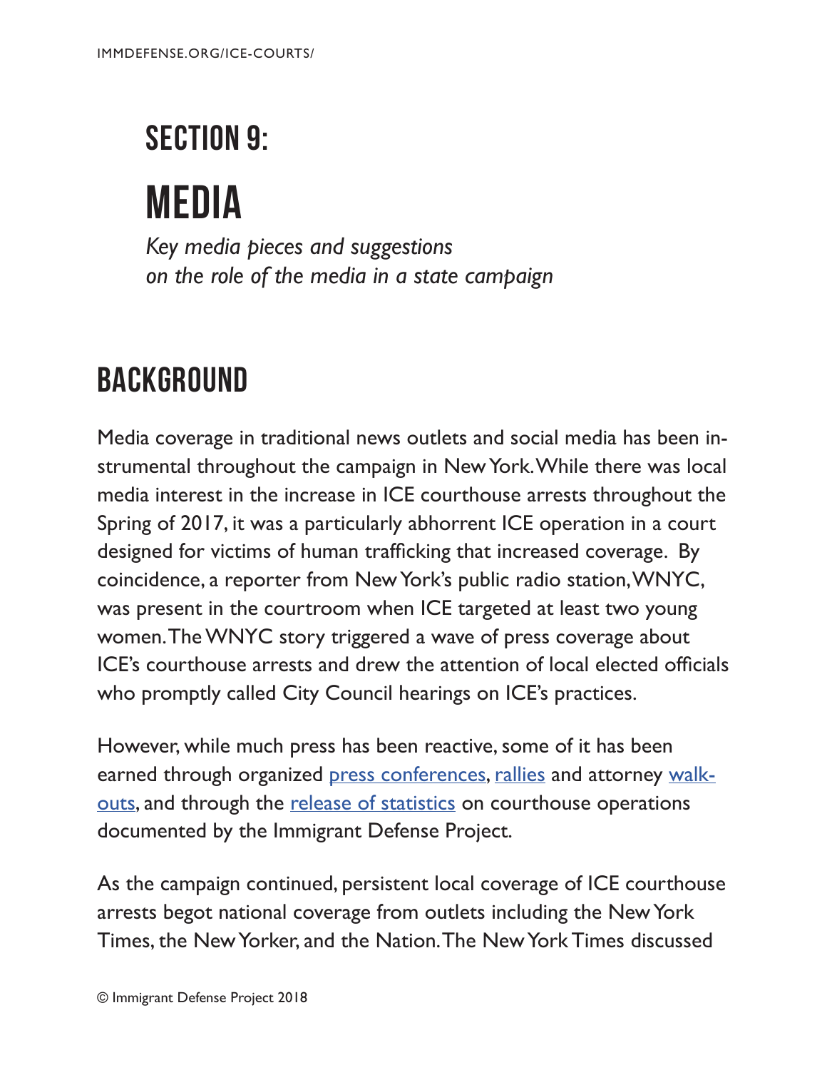# SECTION 9:

# MEDIA

*Key media pieces and suggestions on the role of the media in a state campaign*

## BACKGROUND

Media coverage in traditional news outlets and social media has been instrumental throughout the campaign in New York. While there was local media interest in the increase in ICE courthouse arrests throughout the Spring of 2017, it was a particularly abhorrent ICE operation in a court designed for victims of human trafficking that increased coverage. By coincidence, a reporter from New York's public radio station, WNYC, was present in the courtroom when ICE targeted at least two young women. The WNYC story triggered a wave of press coverage about ICE's courthouse arrests and drew the attention of local elected officials who promptly called City Council hearings on ICE's practices.

However, while much press has been reactive, some of it has been earned through organized press conferences, rallies and attorney walk-outs, and through the release of statistics on courthouse operations documented by the Immigrant Defense Project.

As the campaign continued, persistent local coverage of ICE courthouse arrests begot national coverage from outlets including the New York Times, the New Yorker, and the Nation. The New York Times discussed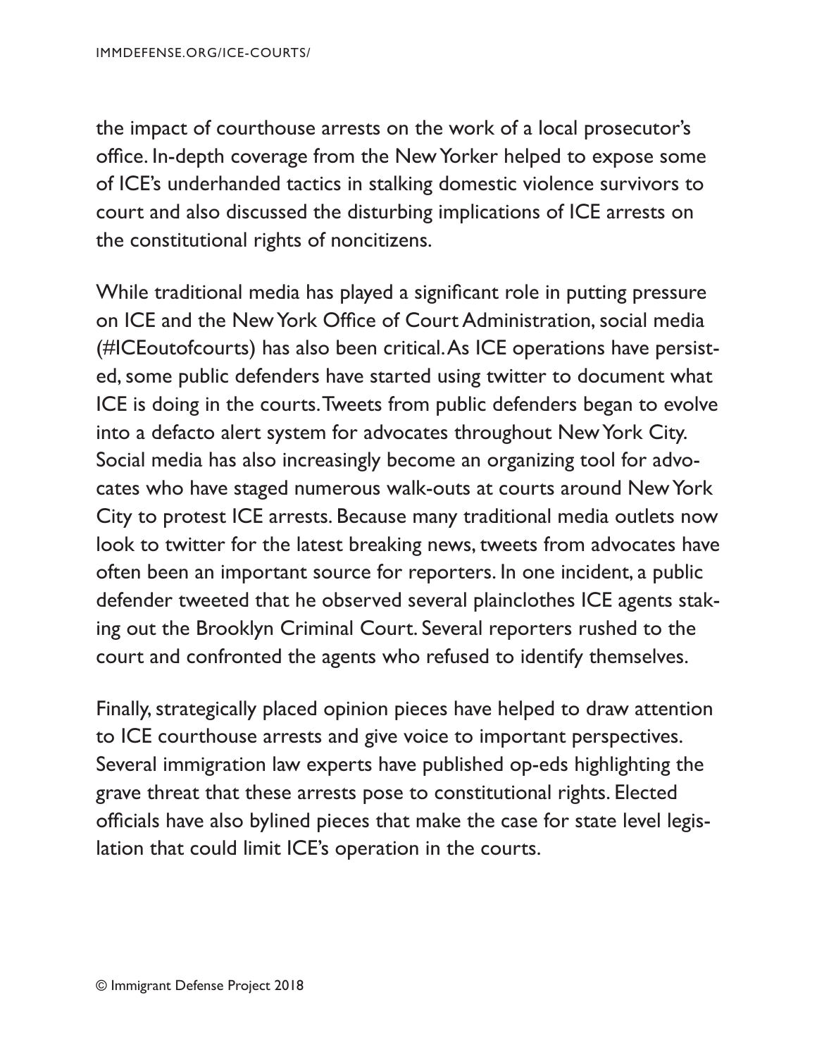the impact of courthouse arrests on the work of a local prosecutor's office. In-depth coverage from the New Yorker helped to expose some of ICE's underhanded tactics in stalking domestic violence survivors to court and also discussed the disturbing implications of ICE arrests on the constitutional rights of noncitizens.

While traditional media has played a significant role in putting pressure on ICE and the New York Office of Court Administration, social media (#ICEoutofcourts) has also been critical. As ICE operations have persisted, some public defenders have started using twitter to document what ICE is doing in the courts. Tweets from public defenders began to evolve into a defacto alert system for advocates throughout New York City. Social media has also increasingly become an organizing tool for advocates who have staged numerous walk-outs at courts around New York City to protest ICE arrests. Because many traditional media outlets now look to twitter for the latest breaking news, tweets from advocates have often been an important source for reporters. In one incident, a public defender tweeted that he observed several plainclothes ICE agents staking out the Brooklyn Criminal Court. Several reporters rushed to the court and confronted the agents who refused to identify themselves.

Finally, strategically placed opinion pieces have helped to draw attention to ICE courthouse arrests and give voice to important perspectives. Several immigration law experts have published op-eds highlighting the grave threat that these arrests pose to constitutional rights. Elected officials have also bylined pieces that make the case for state level legislation that could limit ICE's operation in the courts.

© Immigrant Defense Project 2018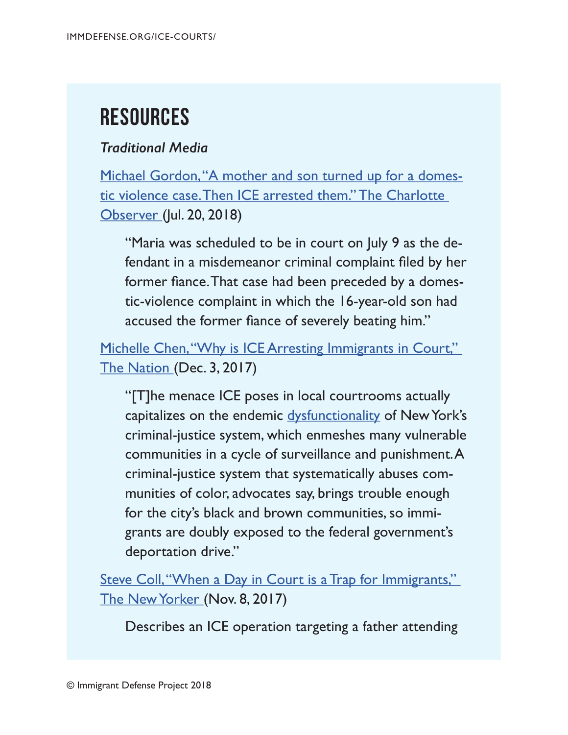# RESOURCES

*Traditional Media*

Michael Gordon, "A mother and son turned up for a domestic violence case. Then ICE arrested them." The Charlotte Observer (Jul. 20, 2018)

> "Maria was scheduled to be in court on July 9 as the defendant in a misdemeanor criminal complaint filed by her former fiance. That case had been preceded by a domestic-violence complaint in which the 16-year-old son had accused the former fiance of severely beating him."

Michelle Chen, "Why is ICE Arresting Immigrants in Court," The Nation (Dec. 3, 2017)

> "[T]he menace ICE poses in local courtrooms actually capitalizes on the endemic dysfunctionality of New York's criminal-justice system, which enmeshes many vulnerable communities in a cycle of surveillance and punishment. A criminal-justice system that systematically abuses communities of color, advocates say, brings trouble enough for the city's black and brown communities, so immigrants are doubly exposed to the federal government's deportation drive."

Steve Coll, "When a Day in Court is a Trap for Immigrants," The New Yorker (Nov. 8, 2017)

> Describes an ICE operation targeting a father attending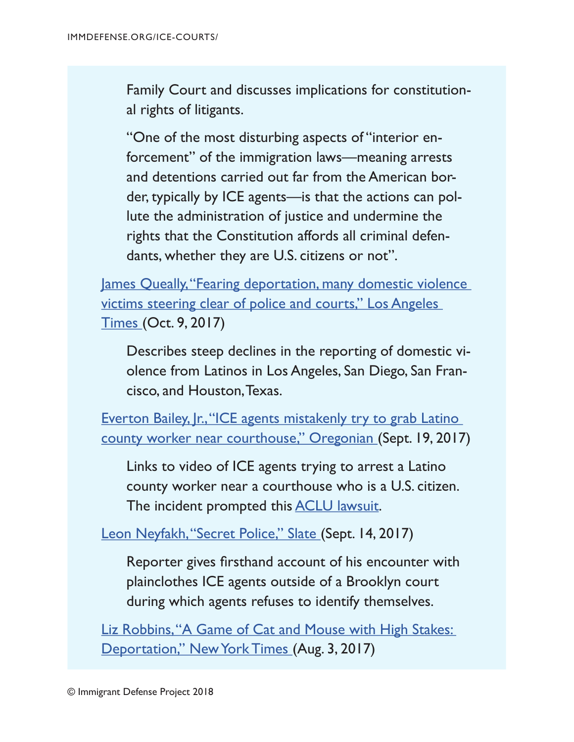Family Court and discusses implications for constitutional rights of litigants.

"One of the most disturbing aspects of "interior enforcement" of the immigration laws—meaning arrests and detentions carried out far from the American border, typically by ICE agents—is that the actions can pollute the administration of justice and undermine the rights that the Constitution affords all criminal defendants, whether they are U.S. citizens or not".

James Queally, "Fearing deportation, many domestic violence victims steering clear of police and courts," Los Angeles Times (Oct. 9, 2017)

Describes steep declines in the reporting of domestic violence from Latinos in Los Angeles, San Diego, San Francisco, and Houston, Texas.

Everton Bailey, Jr., "ICE agents mistakenly try to grab Latino county worker near courthouse," Oregonian (Sept. 19, 2017)

Links to video of ICE agents trying to arrest a Latino county worker near a courthouse who is a U.S. citizen. The incident prompted this ACLU lawsuit.

Leon Neyfakh, "Secret Police," Slate (Sept. 14, 2017)

Reporter gives firsthand account of his encounter with plainclothes ICE agents outside of a Brooklyn court during which agents refuses to identify themselves.

Liz Robbins, "A Game of Cat and Mouse with High Stakes: Deportation," New York Times (Aug. 3, 2017)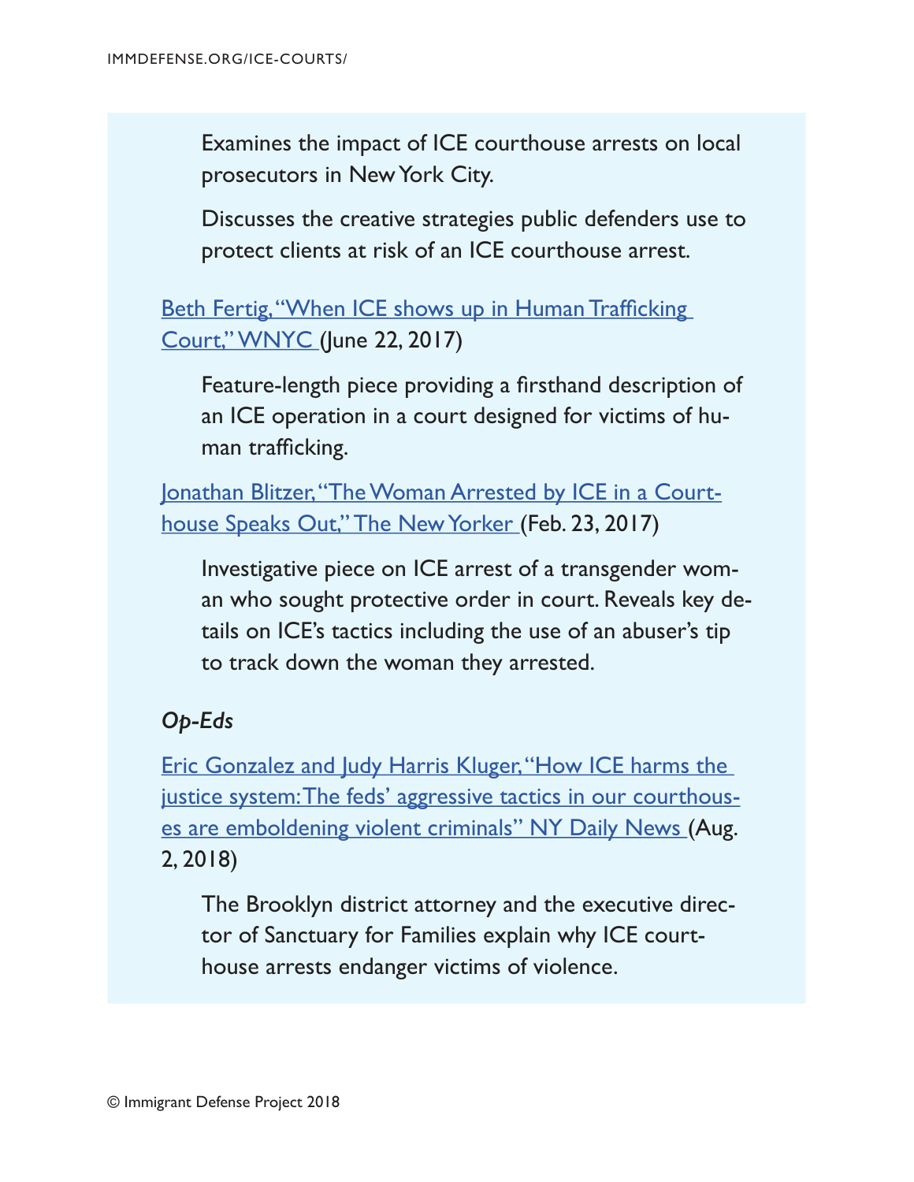Examines the impact of ICE courthouse arrests on local prosecutors in New York City.

Discusses the creative strategies public defenders use to protect clients at risk of an ICE courthouse arrest.

Beth Fertig, "When ICE shows up in Human Trafficking Court," WNYC (June 22, 2017)

Feature-length piece providing a firsthand description of an ICE operation in a court designed for victims of human trafficking.

Jonathan Blitzer, "The Woman Arrested by ICE in a Courthouse Speaks Out," The New Yorker (Feb. 23, 2017)

Investigative piece on ICE arrest of a transgender woman who sought protective order in court. Reveals key details on ICE's tactics including the use of an abuser's tip to track down the woman they arrested.

*Op-Eds*

Eric Gonzalez and Judy Harris Kluger, "How ICE harms the justice system: The feds' aggressive tactics in our courthouses are emboldening violent criminals" NY Daily News (Aug. 2, 2018)

The Brooklyn district attorney and the executive director of Sanctuary for Families explain why ICE courthouse arrests endanger victims of violence.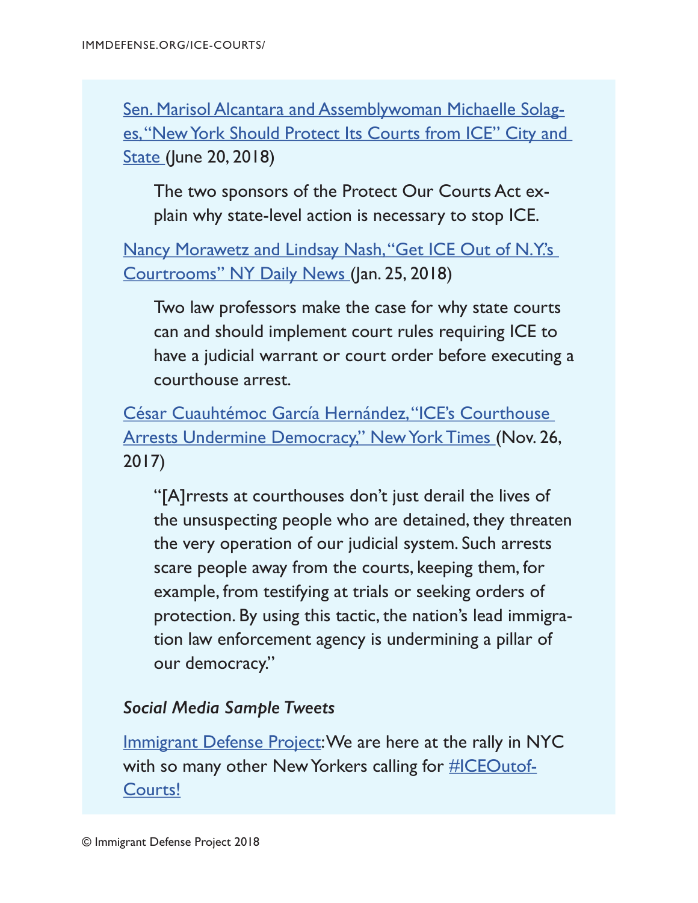Sen. Marisol Alcantara and Assemblywoman Michaelle Solages, "New York Should Protect Its Courts from ICE" City and State (June 20, 2018)

> The two sponsors of the Protect Our Courts Act explain why state-level action is necessary to stop ICE.

Nancy Morawetz and Lindsay Nash, "Get ICE Out of N.Y.'s Courtrooms" NY Daily News (Jan. 25, 2018)

> Two law professors make the case for why state courts can and should implement court rules requiring ICE to have a judicial warrant or court order before executing a courthouse arrest.

César Cuauhtémoc García Hernández, "ICE's Courthouse Arrests Undermine Democracy," New York Times (Nov. 26, 2017)

> "[A]rrests at courthouses don't just derail the lives of the unsuspecting people who are detained, they threaten the very operation of our judicial system. Such arrests scare people away from the courts, keeping them, for example, from testifying at trials or seeking orders of protection. By using this tactic, the nation's lead immigration law enforcement agency is undermining a pillar of our democracy."

### *Social Media Sample Tweets*

Immigrant Defense Project: We are here at the rally in NYC with so many other New Yorkers calling for #ICEOutofCourts!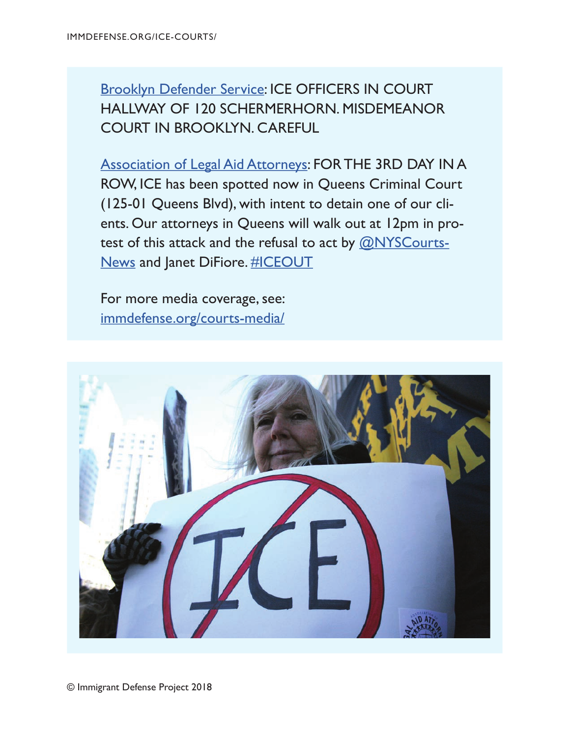Brooklyn Defender Service: ICE OFFICERS IN COURT HALLWAY OF 120 SCHERMERHORN. MISDEMEANOR COURT IN BROOKLYN. CAREFUL

Association of Legal Aid Attorneys: FOR THE 3RD DAY IN A ROW, ICE has been spotted now in Queens Criminal Court (125-01 Queens Blvd), with intent to detain one of our clients. Our attorneys in Queens will walk out at 12pm in protest of this attack and the refusal to act by @NYSCourtsNews and Janet DiFiore. #ICEOUT

For more media coverage, see: immdefense.org/courts-media/